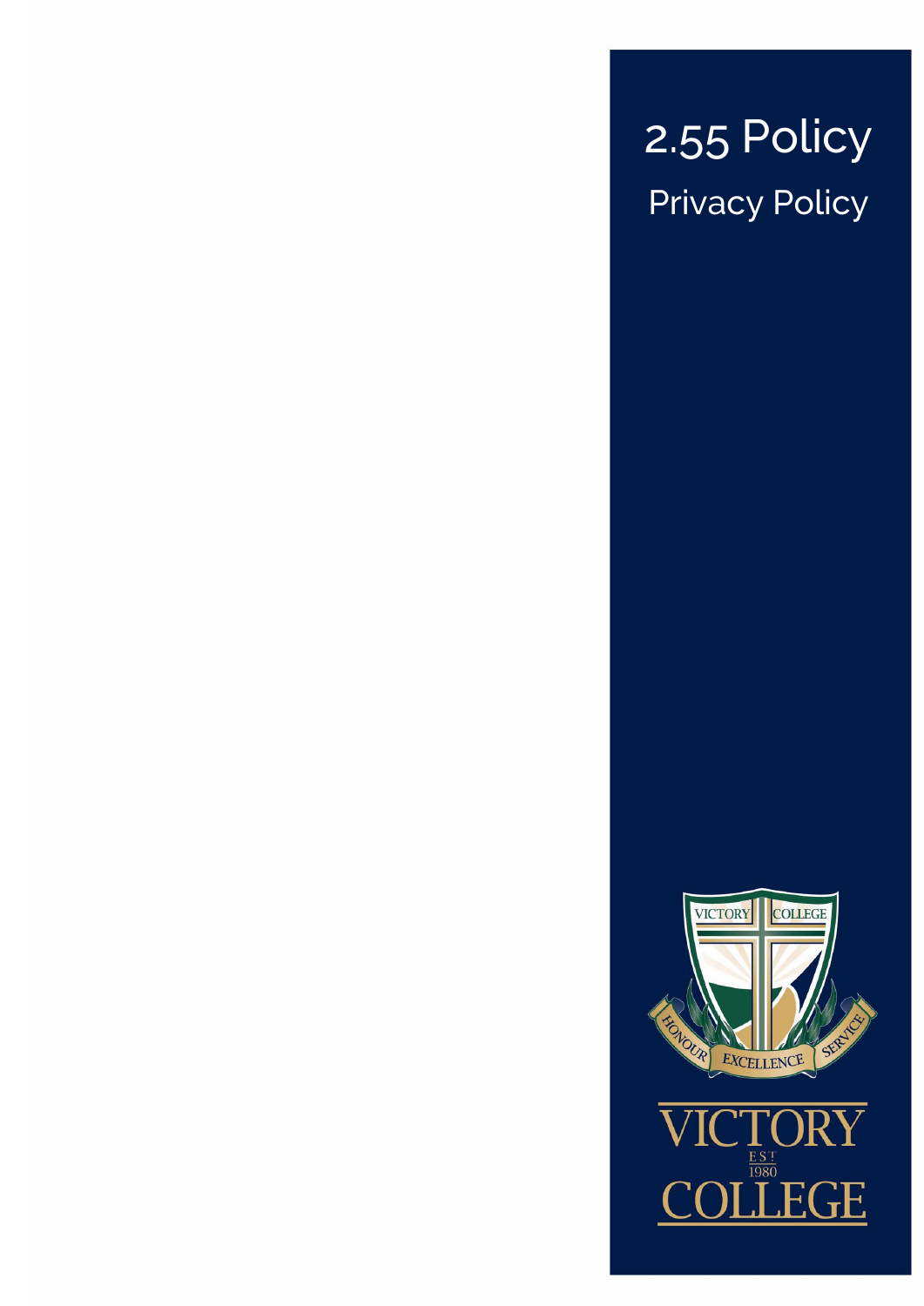# 2.55 Policy

## Privacy Policy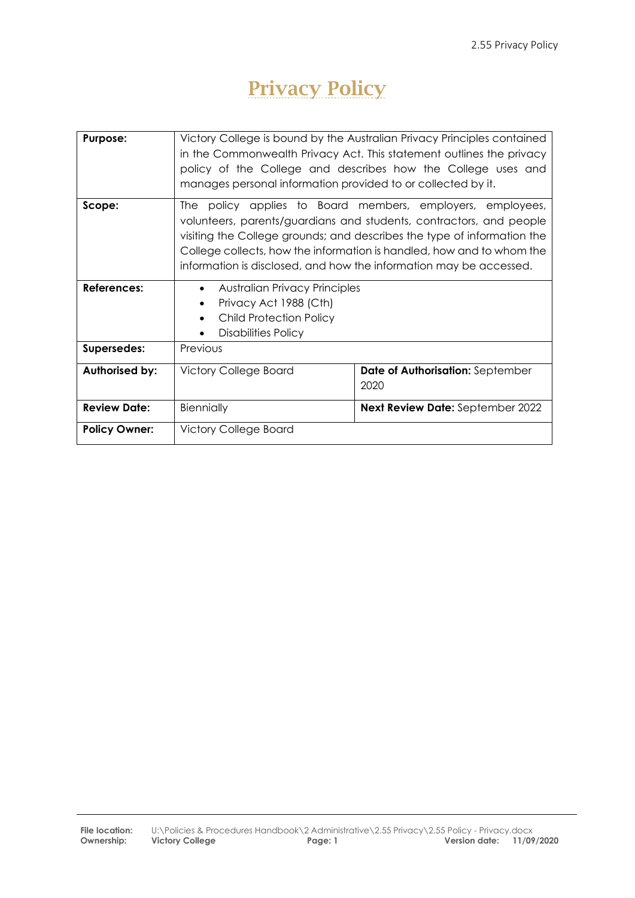# Privacy Policy

| | | |
|---|---|---|
| **Purpose:** | Victory College is bound by the Australian Privacy Principles contained in the Commonwealth Privacy Act. This statement outlines the privacy policy of the College and describes how the College uses and manages personal information provided to or collected by it. | |
| **Scope:** | The policy applies to Board members, employers, employees, volunteers, parents/guardians and students, contractors, and people visiting the College grounds; and describes the type of information the College collects, how the information is handled, how and to whom the information is disclosed, and how the information may be accessed. | |
| **References:** | • Australian Privacy Principles<br>• Privacy Act 1988 (Cth)<br>• Child Protection Policy<br>• Disabilities Policy | |
| **Supersedes:** | Previous | |
| **Authorised by:** | Victory College Board | **Date of Authorisation:** September 2020 |
| **Review Date:** | Biennially | **Next Review Date:** September 2022 |
| **Policy Owner:** | Victory College Board | |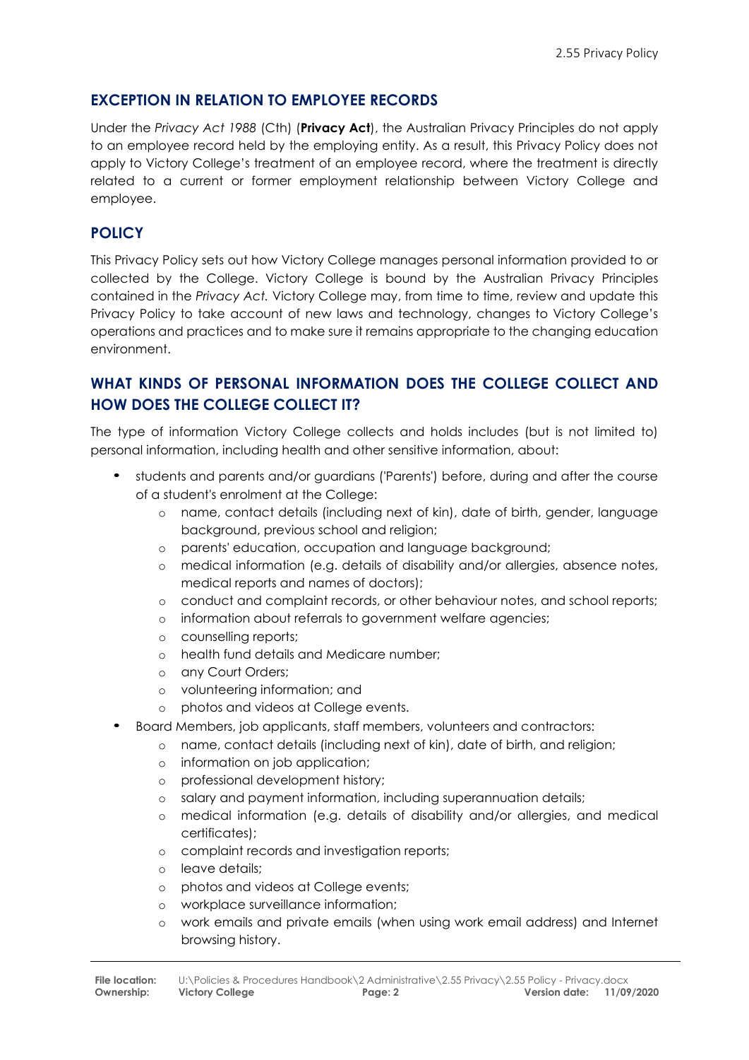## EXCEPTION IN RELATION TO EMPLOYEE RECORDS

Under the *Privacy Act 1988* (Cth) (**Privacy Act**), the Australian Privacy Principles do not apply to an employee record held by the employing entity. As a result, this Privacy Policy does not apply to Victory College's treatment of an employee record, where the treatment is directly related to a current or former employment relationship between Victory College and employee.

## POLICY

This Privacy Policy sets out how Victory College manages personal information provided to or collected by the College. Victory College is bound by the Australian Privacy Principles contained in the *Privacy Act.* Victory College may, from time to time, review and update this Privacy Policy to take account of new laws and technology, changes to Victory College's operations and practices and to make sure it remains appropriate to the changing education environment.

## WHAT KINDS OF PERSONAL INFORMATION DOES THE COLLEGE COLLECT AND HOW DOES THE COLLEGE COLLECT IT?

The type of information Victory College collects and holds includes (but is not limited to) personal information, including health and other sensitive information, about:

- students and parents and/or guardians ('Parents') before, during and after the course of a student's enrolment at the College:
  - name, contact details (including next of kin), date of birth, gender, language background, previous school and religion;
  - parents' education, occupation and language background;
  - medical information (e.g. details of disability and/or allergies, absence notes, medical reports and names of doctors);
  - conduct and complaint records, or other behaviour notes, and school reports;
  - information about referrals to government welfare agencies;
  - counselling reports;
  - health fund details and Medicare number;
  - any Court Orders;
  - volunteering information; and
  - photos and videos at College events.
- Board Members, job applicants, staff members, volunteers and contractors:
  - name, contact details (including next of kin), date of birth, and religion;
  - information on job application;
  - professional development history;
  - salary and payment information, including superannuation details;
  - medical information (e.g. details of disability and/or allergies, and medical certificates);
  - complaint records and investigation reports;
  - leave details;
  - photos and videos at College events;
  - workplace surveillance information;
  - work emails and private emails (when using work email address) and Internet browsing history.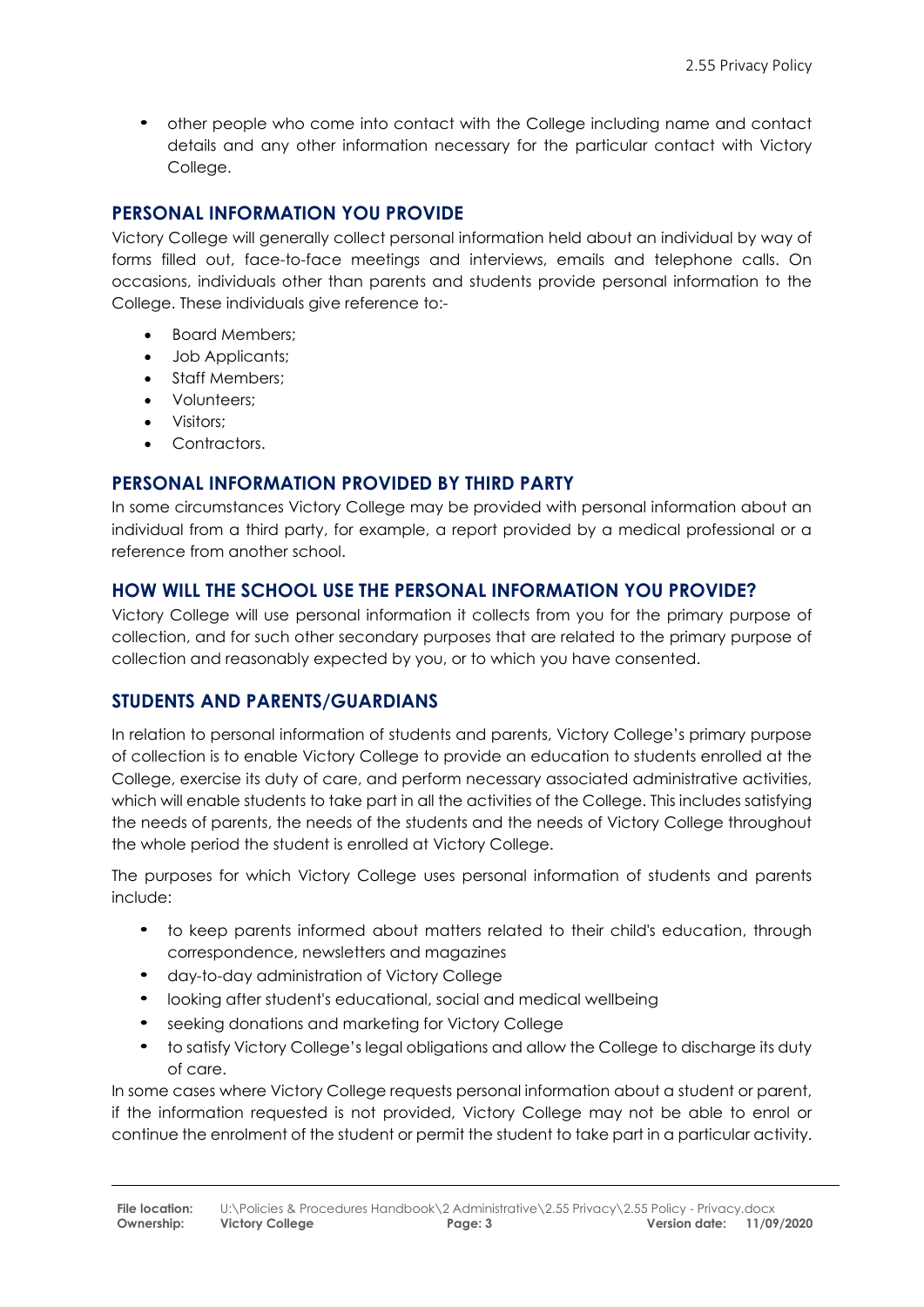- other people who come into contact with the College including name and contact details and any other information necessary for the particular contact with Victory College.

## PERSONAL INFORMATION YOU PROVIDE

Victory College will generally collect personal information held about an individual by way of forms filled out, face-to-face meetings and interviews, emails and telephone calls. On occasions, individuals other than parents and students provide personal information to the College. These individuals give reference to:-

- Board Members;
- Job Applicants;
- Staff Members;
- Volunteers;
- Visitors;
- Contractors.

## PERSONAL INFORMATION PROVIDED BY THIRD PARTY

In some circumstances Victory College may be provided with personal information about an individual from a third party, for example, a report provided by a medical professional or a reference from another school.

## HOW WILL THE SCHOOL USE THE PERSONAL INFORMATION YOU PROVIDE?

Victory College will use personal information it collects from you for the primary purpose of collection, and for such other secondary purposes that are related to the primary purpose of collection and reasonably expected by you, or to which you have consented.

## STUDENTS AND PARENTS/GUARDIANS

In relation to personal information of students and parents, Victory College's primary purpose of collection is to enable Victory College to provide an education to students enrolled at the College, exercise its duty of care, and perform necessary associated administrative activities, which will enable students to take part in all the activities of the College. This includes satisfying the needs of parents, the needs of the students and the needs of Victory College throughout the whole period the student is enrolled at Victory College.

The purposes for which Victory College uses personal information of students and parents include:

- to keep parents informed about matters related to their child's education, through correspondence, newsletters and magazines
- day-to-day administration of Victory College
- looking after student's educational, social and medical wellbeing
- seeking donations and marketing for Victory College
- to satisfy Victory College's legal obligations and allow the College to discharge its duty of care.

In some cases where Victory College requests personal information about a student or parent, if the information requested is not provided, Victory College may not be able to enrol or continue the enrolment of the student or permit the student to take part in a particular activity.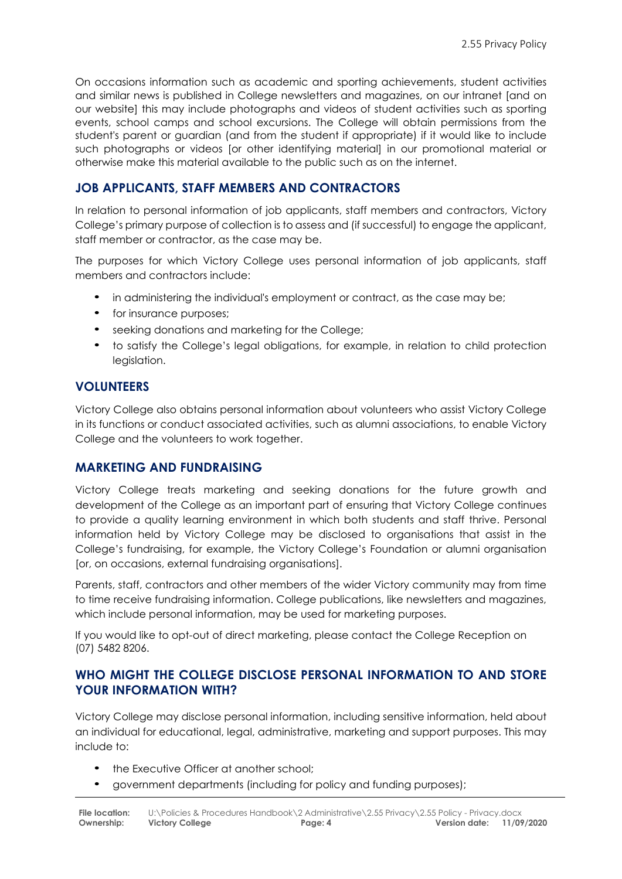On occasions information such as academic and sporting achievements, student activities and similar news is published in College newsletters and magazines, on our intranet [and on our website] this may include photographs and videos of student activities such as sporting events, school camps and school excursions. The College will obtain permissions from the student's parent or guardian (and from the student if appropriate) if it would like to include such photographs or videos [or other identifying material] in our promotional material or otherwise make this material available to the public such as on the internet.

## JOB APPLICANTS, STAFF MEMBERS AND CONTRACTORS

In relation to personal information of job applicants, staff members and contractors, Victory College's primary purpose of collection is to assess and (if successful) to engage the applicant, staff member or contractor, as the case may be.

The purposes for which Victory College uses personal information of job applicants, staff members and contractors include:

- in administering the individual's employment or contract, as the case may be;
- for insurance purposes;
- seeking donations and marketing for the College;
- to satisfy the College's legal obligations, for example, in relation to child protection legislation.

## VOLUNTEERS

Victory College also obtains personal information about volunteers who assist Victory College in its functions or conduct associated activities, such as alumni associations, to enable Victory College and the volunteers to work together.

## MARKETING AND FUNDRAISING

Victory College treats marketing and seeking donations for the future growth and development of the College as an important part of ensuring that Victory College continues to provide a quality learning environment in which both students and staff thrive. Personal information held by Victory College may be disclosed to organisations that assist in the College's fundraising, for example, the Victory College's Foundation or alumni organisation [or, on occasions, external fundraising organisations].

Parents, staff, contractors and other members of the wider Victory community may from time to time receive fundraising information. College publications, like newsletters and magazines, which include personal information, may be used for marketing purposes.

If you would like to opt-out of direct marketing, please contact the College Reception on (07) 5482 8206.

## WHO MIGHT THE COLLEGE DISCLOSE PERSONAL INFORMATION TO AND STORE YOUR INFORMATION WITH?

Victory College may disclose personal information, including sensitive information, held about an individual for educational, legal, administrative, marketing and support purposes. This may include to:

- the Executive Officer at another school;
- government departments (including for policy and funding purposes);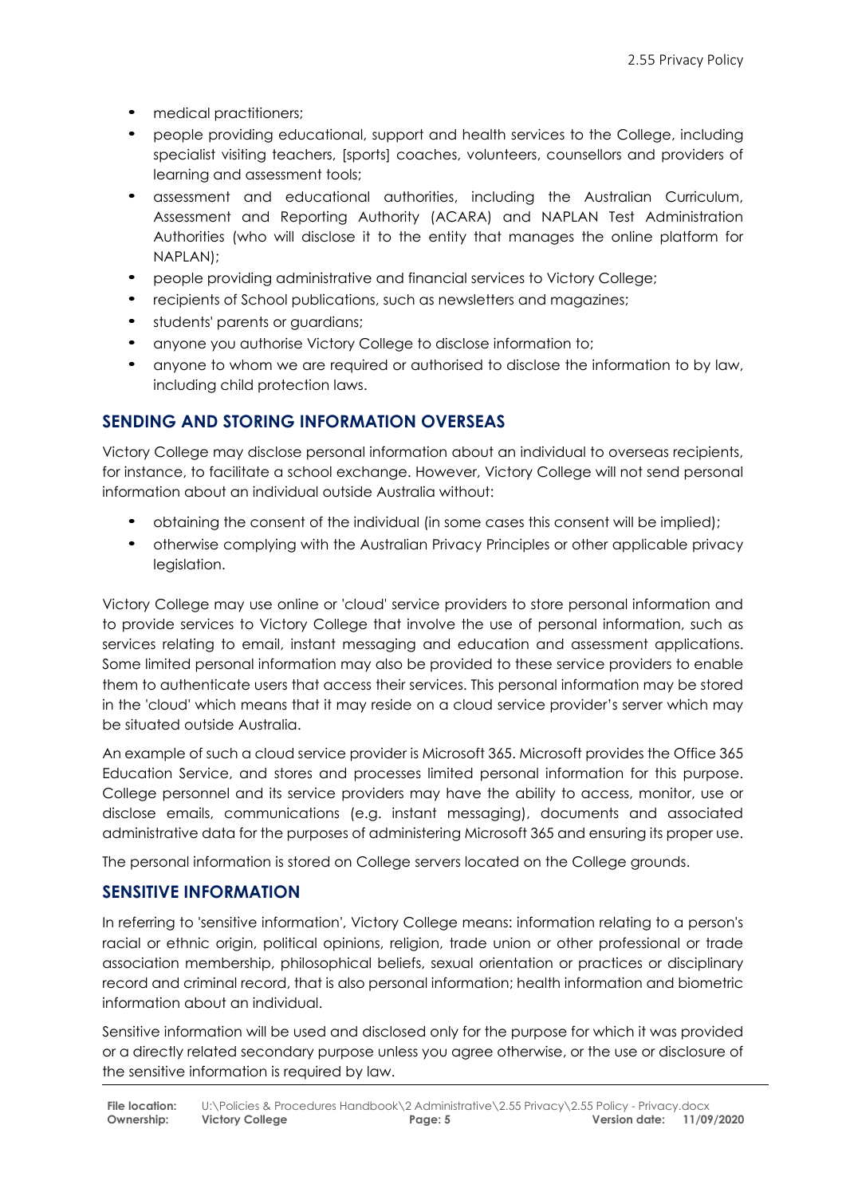- medical practitioners;
- people providing educational, support and health services to the College, including specialist visiting teachers, [sports] coaches, volunteers, counsellors and providers of learning and assessment tools;
- assessment and educational authorities, including the Australian Curriculum, Assessment and Reporting Authority (ACARA) and NAPLAN Test Administration Authorities (who will disclose it to the entity that manages the online platform for NAPLAN);
- people providing administrative and financial services to Victory College;
- recipients of School publications, such as newsletters and magazines;
- students' parents or guardians;
- anyone you authorise Victory College to disclose information to;
- anyone to whom we are required or authorised to disclose the information to by law, including child protection laws.

## SENDING AND STORING INFORMATION OVERSEAS

Victory College may disclose personal information about an individual to overseas recipients, for instance, to facilitate a school exchange. However, Victory College will not send personal information about an individual outside Australia without:

- obtaining the consent of the individual (in some cases this consent will be implied);
- otherwise complying with the Australian Privacy Principles or other applicable privacy legislation.

Victory College may use online or 'cloud' service providers to store personal information and to provide services to Victory College that involve the use of personal information, such as services relating to email, instant messaging and education and assessment applications. Some limited personal information may also be provided to these service providers to enable them to authenticate users that access their services. This personal information may be stored in the 'cloud' which means that it may reside on a cloud service provider's server which may be situated outside Australia.

An example of such a cloud service provider is Microsoft 365. Microsoft provides the Office 365 Education Service, and stores and processes limited personal information for this purpose. College personnel and its service providers may have the ability to access, monitor, use or disclose emails, communications (e.g. instant messaging), documents and associated administrative data for the purposes of administering Microsoft 365 and ensuring its proper use.

The personal information is stored on College servers located on the College grounds.

## SENSITIVE INFORMATION

In referring to 'sensitive information', Victory College means: information relating to a person's racial or ethnic origin, political opinions, religion, trade union or other professional or trade association membership, philosophical beliefs, sexual orientation or practices or disciplinary record and criminal record, that is also personal information; health information and biometric information about an individual.

Sensitive information will be used and disclosed only for the purpose for which it was provided or a directly related secondary purpose unless you agree otherwise, or the use or disclosure of the sensitive information is required by law.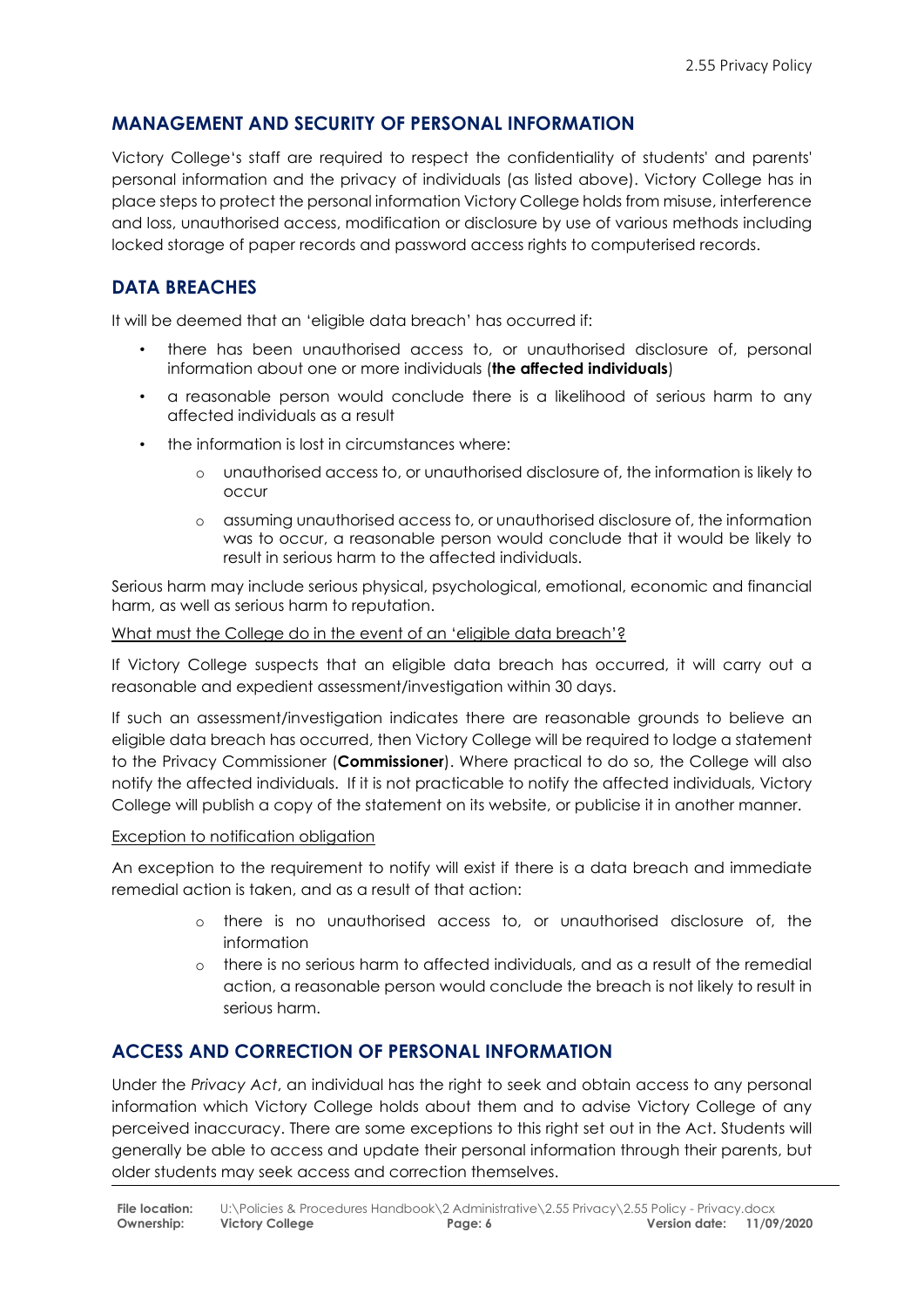## MANAGEMENT AND SECURITY OF PERSONAL INFORMATION

Victory College's staff are required to respect the confidentiality of students' and parents' personal information and the privacy of individuals (as listed above). Victory College has in place steps to protect the personal information Victory College holds from misuse, interference and loss, unauthorised access, modification or disclosure by use of various methods including locked storage of paper records and password access rights to computerised records.

## DATA BREACHES

It will be deemed that an 'eligible data breach' has occurred if:

- there has been unauthorised access to, or unauthorised disclosure of, personal information about one or more individuals (**the affected individuals**)
- a reasonable person would conclude there is a likelihood of serious harm to any affected individuals as a result
- the information is lost in circumstances where:
  - unauthorised access to, or unauthorised disclosure of, the information is likely to occur
  - assuming unauthorised access to, or unauthorised disclosure of, the information was to occur, a reasonable person would conclude that it would be likely to result in serious harm to the affected individuals.

Serious harm may include serious physical, psychological, emotional, economic and financial harm, as well as serious harm to reputation.

What must the College do in the event of an 'eligible data breach'?

If Victory College suspects that an eligible data breach has occurred, it will carry out a reasonable and expedient assessment/investigation within 30 days.

If such an assessment/investigation indicates there are reasonable grounds to believe an eligible data breach has occurred, then Victory College will be required to lodge a statement to the Privacy Commissioner (**Commissioner**). Where practical to do so, the College will also notify the affected individuals. If it is not practicable to notify the affected individuals, Victory College will publish a copy of the statement on its website, or publicise it in another manner.

Exception to notification obligation

An exception to the requirement to notify will exist if there is a data breach and immediate remedial action is taken, and as a result of that action:

- there is no unauthorised access to, or unauthorised disclosure of, the information
- there is no serious harm to affected individuals, and as a result of the remedial action, a reasonable person would conclude the breach is not likely to result in serious harm.

## ACCESS AND CORRECTION OF PERSONAL INFORMATION

Under the *Privacy Act*, an individual has the right to seek and obtain access to any personal information which Victory College holds about them and to advise Victory College of any perceived inaccuracy. There are some exceptions to this right set out in the Act. Students will generally be able to access and update their personal information through their parents, but older students may seek access and correction themselves.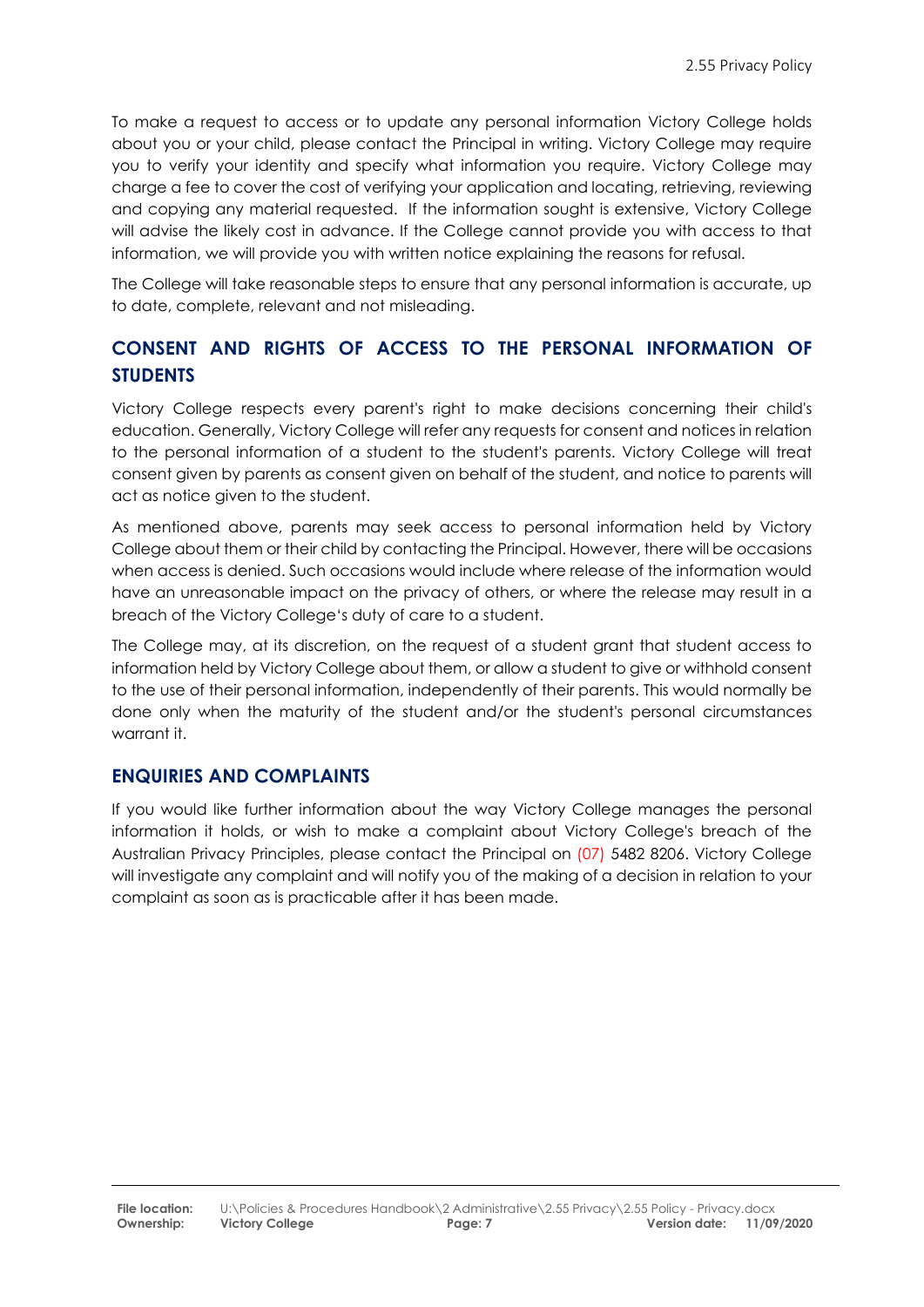To make a request to access or to update any personal information Victory College holds about you or your child, please contact the Principal in writing. Victory College may require you to verify your identity and specify what information you require. Victory College may charge a fee to cover the cost of verifying your application and locating, retrieving, reviewing and copying any material requested. If the information sought is extensive, Victory College will advise the likely cost in advance. If the College cannot provide you with access to that information, we will provide you with written notice explaining the reasons for refusal.

The College will take reasonable steps to ensure that any personal information is accurate, up to date, complete, relevant and not misleading.

## CONSENT AND RIGHTS OF ACCESS TO THE PERSONAL INFORMATION OF STUDENTS

Victory College respects every parent's right to make decisions concerning their child's education. Generally, Victory College will refer any requests for consent and notices in relation to the personal information of a student to the student's parents. Victory College will treat consent given by parents as consent given on behalf of the student, and notice to parents will act as notice given to the student.

As mentioned above, parents may seek access to personal information held by Victory College about them or their child by contacting the Principal. However, there will be occasions when access is denied. Such occasions would include where release of the information would have an unreasonable impact on the privacy of others, or where the release may result in a breach of the Victory College's duty of care to a student.

The College may, at its discretion, on the request of a student grant that student access to information held by Victory College about them, or allow a student to give or withhold consent to the use of their personal information, independently of their parents. This would normally be done only when the maturity of the student and/or the student's personal circumstances warrant it.

## ENQUIRIES AND COMPLAINTS

If you would like further information about the way Victory College manages the personal information it holds, or wish to make a complaint about Victory College's breach of the Australian Privacy Principles, please contact the Principal on (07) 5482 8206. Victory College will investigate any complaint and will notify you of the making of a decision in relation to your complaint as soon as is practicable after it has been made.